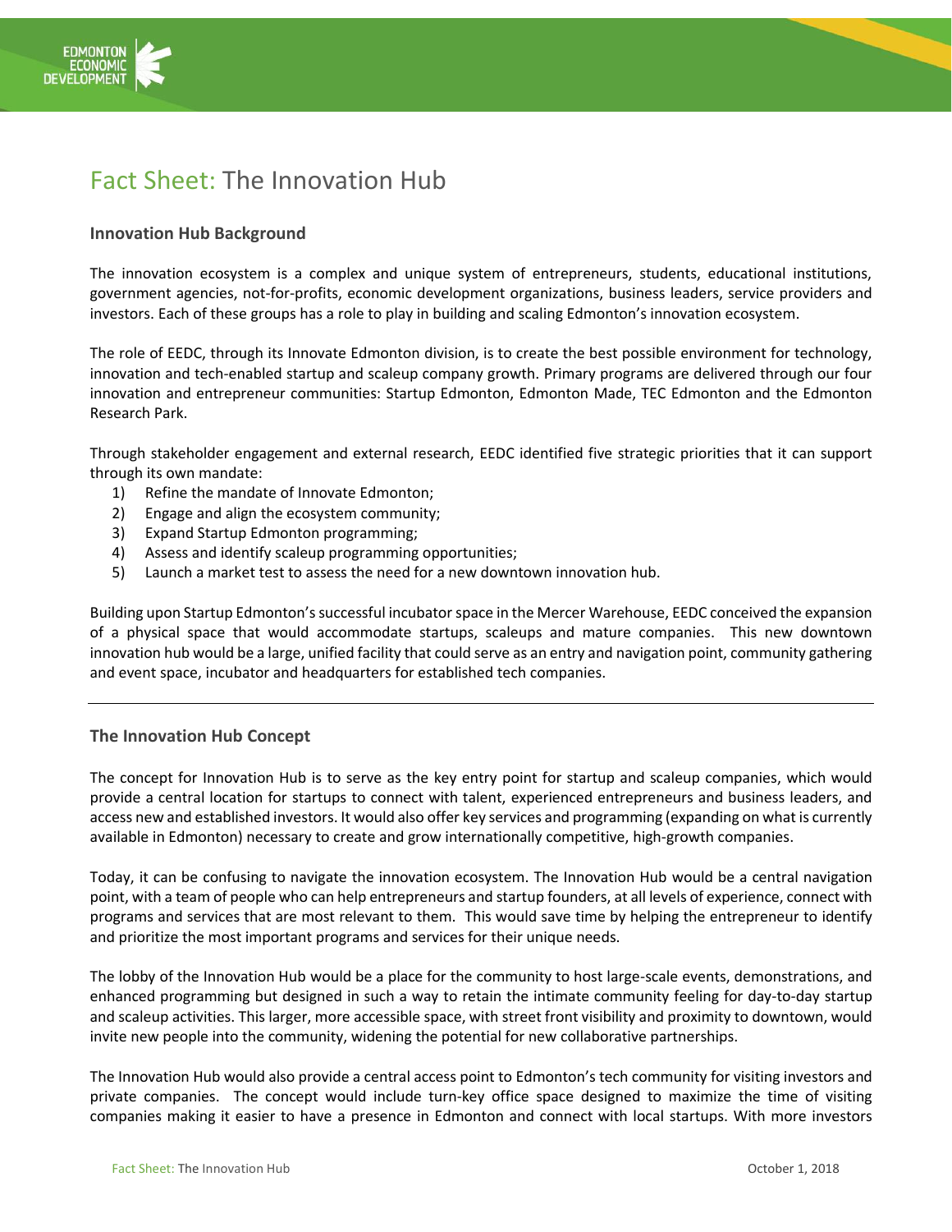# Fact Sheet: The Innovation Hub

### Innovation Hub Background

The innovation ecosystem is a complex and unique system of entrepreneurs, students, educational institutions, government agencies, not-for-profits, economic development organizations, business leaders, service providers and investors. Each of these groups has a role to play in building and scaling Edmonton's innovation ecosystem.

The role of EEDC, through its Innovate Edmonton division, is to create the best possible environment for technology, innovation and tech-enabled startup and scaleup company growth. Primary programs are delivered through our four innovation and entrepreneur communities: Startup Edmonton, Edmonton Made, TEC Edmonton and the Edmonton Research Park.

Through stakeholder engagement and external research, EEDC identified five strategic priorities that it can support through its own mandate:

1) Refine the mandate of Innovate Edmonton;
2) Engage and align the ecosystem community;
3) Expand Startup Edmonton programming;
4) Assess and identify scaleup programming opportunities;
5) Launch a market test to assess the need for a new downtown innovation hub.

Building upon Startup Edmonton's successful incubator space in the Mercer Warehouse, EEDC conceived the expansion of a physical space that would accommodate startups, scaleups and mature companies. This new downtown innovation hub would be a large, unified facility that could serve as an entry and navigation point, community gathering and event space, incubator and headquarters for established tech companies.

---

### The Innovation Hub Concept

The concept for Innovation Hub is to serve as the key entry point for startup and scaleup companies, which would provide a central location for startups to connect with talent, experienced entrepreneurs and business leaders, and access new and established investors. It would also offer key services and programming (expanding on what is currently available in Edmonton) necessary to create and grow internationally competitive, high-growth companies.

Today, it can be confusing to navigate the innovation ecosystem. The Innovation Hub would be a central navigation point, with a team of people who can help entrepreneurs and startup founders, at all levels of experience, connect with programs and services that are most relevant to them. This would save time by helping the entrepreneur to identify and prioritize the most important programs and services for their unique needs.

The lobby of the Innovation Hub would be a place for the community to host large-scale events, demonstrations, and enhanced programming but designed in such a way to retain the intimate community feeling for day-to-day startup and scaleup activities. This larger, more accessible space, with street front visibility and proximity to downtown, would invite new people into the community, widening the potential for new collaborative partnerships.

The Innovation Hub would also provide a central access point to Edmonton's tech community for visiting investors and private companies. The concept would include turn-key office space designed to maximize the time of visiting companies making it easier to have a presence in Edmonton and connect with local startups. With more investors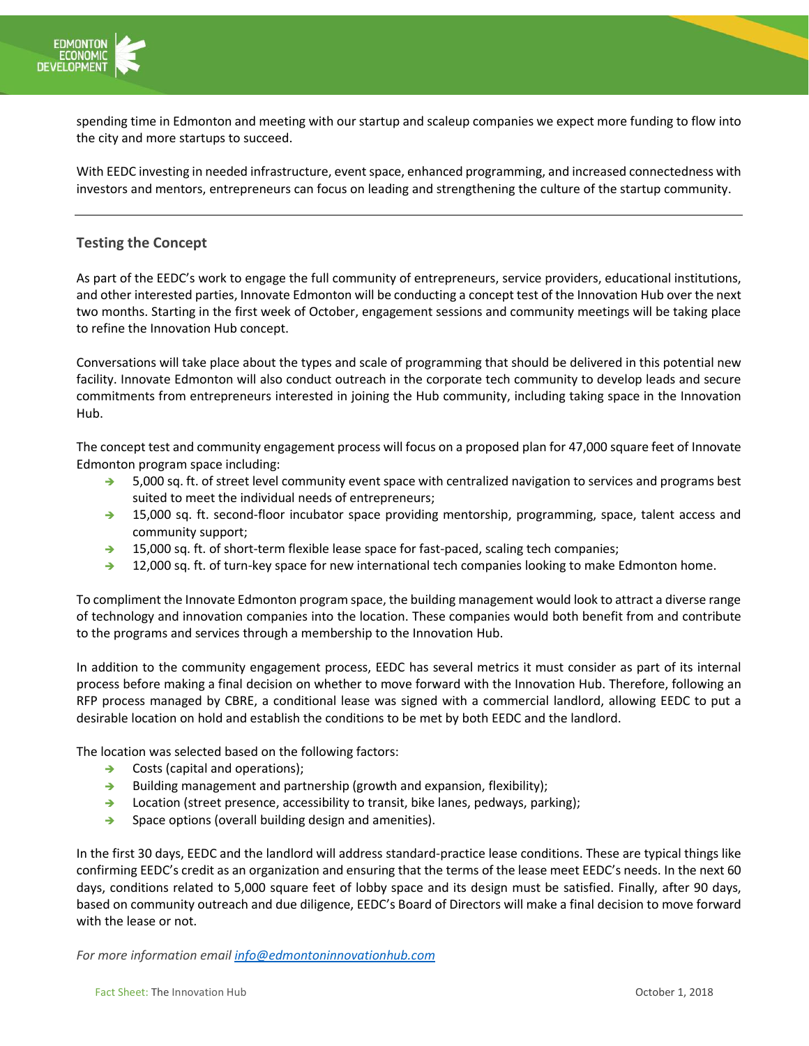spending time in Edmonton and meeting with our startup and scaleup companies we expect more funding to flow into the city and more startups to succeed.

With EEDC investing in needed infrastructure, event space, enhanced programming, and increased connectedness with investors and mentors, entrepreneurs can focus on leading and strengthening the culture of the startup community.

---

## Testing the Concept

As part of the EEDC's work to engage the full community of entrepreneurs, service providers, educational institutions, and other interested parties, Innovate Edmonton will be conducting a concept test of the Innovation Hub over the next two months. Starting in the first week of October, engagement sessions and community meetings will be taking place to refine the Innovation Hub concept.

Conversations will take place about the types and scale of programming that should be delivered in this potential new facility. Innovate Edmonton will also conduct outreach in the corporate tech community to develop leads and secure commitments from entrepreneurs interested in joining the Hub community, including taking space in the Innovation Hub.

The concept test and community engagement process will focus on a proposed plan for 47,000 square feet of Innovate Edmonton program space including:

- 5,000 sq. ft. of street level community event space with centralized navigation to services and programs best suited to meet the individual needs of entrepreneurs;
- 15,000 sq. ft. second-floor incubator space providing mentorship, programming, space, talent access and community support;
- 15,000 sq. ft. of short-term flexible lease space for fast-paced, scaling tech companies;
- 12,000 sq. ft. of turn-key space for new international tech companies looking to make Edmonton home.

To compliment the Innovate Edmonton program space, the building management would look to attract a diverse range of technology and innovation companies into the location. These companies would both benefit from and contribute to the programs and services through a membership to the Innovation Hub.

In addition to the community engagement process, EEDC has several metrics it must consider as part of its internal process before making a final decision on whether to move forward with the Innovation Hub. Therefore, following an RFP process managed by CBRE, a conditional lease was signed with a commercial landlord, allowing EEDC to put a desirable location on hold and establish the conditions to be met by both EEDC and the landlord.

The location was selected based on the following factors:

- Costs (capital and operations);
- Building management and partnership (growth and expansion, flexibility);
- Location (street presence, accessibility to transit, bike lanes, pedways, parking);
- Space options (overall building design and amenities).

In the first 30 days, EEDC and the landlord will address standard-practice lease conditions. These are typical things like confirming EEDC's credit as an organization and ensuring that the terms of the lease meet EEDC's needs. In the next 60 days, conditions related to 5,000 square feet of lobby space and its design must be satisfied. Finally, after 90 days, based on community outreach and due diligence, EEDC's Board of Directors will make a final decision to move forward with the lease or not.

*For more information email [info@edmontoninnovationhub.com](mailto:info@edmontoninnovationhub.com)*